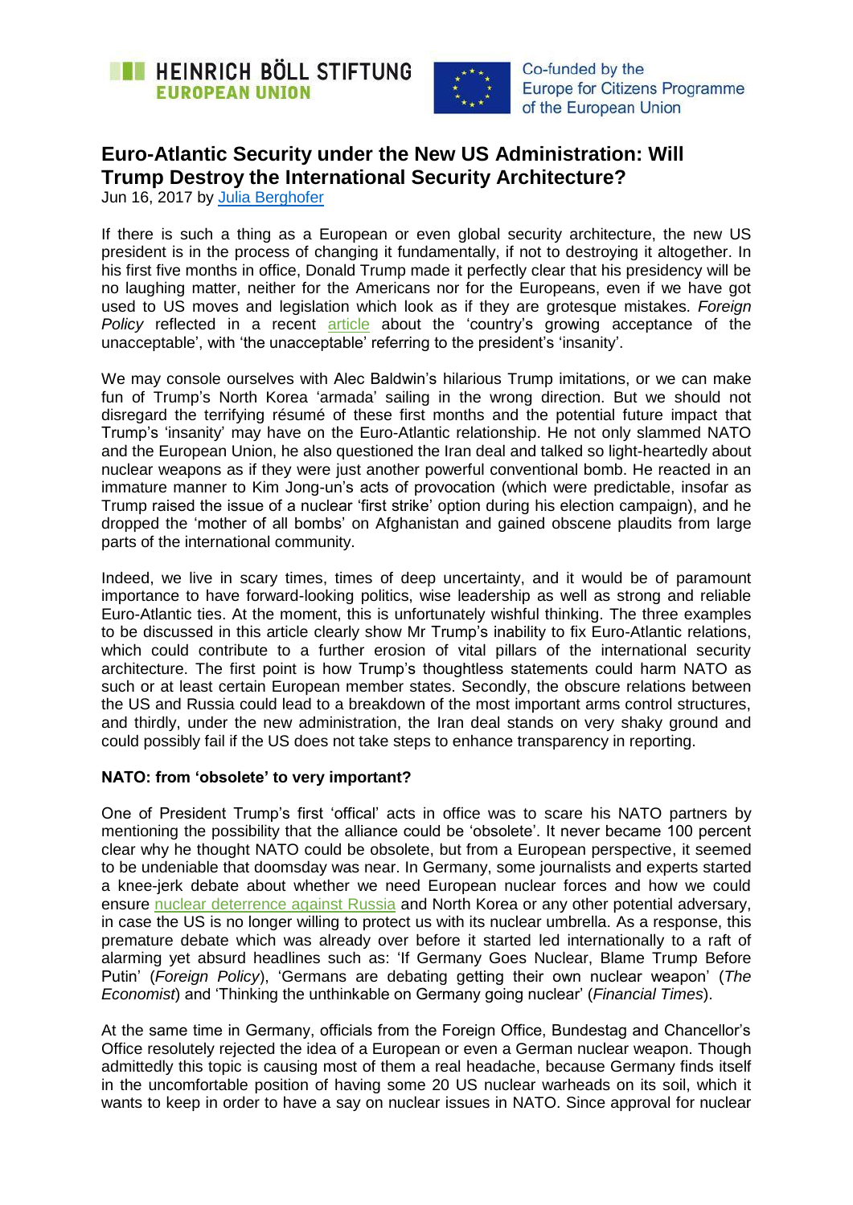# Euro-Atlantic Security under the New US Administration: Will Trump Destroy the International Security Architecture?

Jun 16, 2017 by Julia Berghofer

If there is such a thing as a European or even global security architecture, the new US president is in the process of changing it fundamentally, if not to destroying it altogether. In his first five months in office, Donald Trump made it perfectly clear that his presidency will be no laughing matter, neither for the Americans nor for the Europeans, even if we have got used to US moves and legislation which look as if they are grotesque mistakes. *Foreign Policy* reflected in a recent article about the 'country's growing acceptance of the unacceptable', with 'the unacceptable' referring to the president's 'insanity'.

We may console ourselves with Alec Baldwin's hilarious Trump imitations, or we can make fun of Trump's North Korea 'armada' sailing in the wrong direction. But we should not disregard the terrifying résumé of these first months and the potential future impact that Trump's 'insanity' may have on the Euro-Atlantic relationship. He not only slammed NATO and the European Union, he also questioned the Iran deal and talked so light-heartedly about nuclear weapons as if they were just another powerful conventional bomb. He reacted in an immature manner to Kim Jong-un's acts of provocation (which were predictable, insofar as Trump raised the issue of a nuclear 'first strike' option during his election campaign), and he dropped the 'mother of all bombs' on Afghanistan and gained obscene plaudits from large parts of the international community.

Indeed, we live in scary times, times of deep uncertainty, and it would be of paramount importance to have forward-looking politics, wise leadership as well as strong and reliable Euro-Atlantic ties. At the moment, this is unfortunately wishful thinking. The three examples to be discussed in this article clearly show Mr Trump's inability to fix Euro-Atlantic relations, which could contribute to a further erosion of vital pillars of the international security architecture. The first point is how Trump's thoughtless statements could harm NATO as such or at least certain European member states. Secondly, the obscure relations between the US and Russia could lead to a breakdown of the most important arms control structures, and thirdly, under the new administration, the Iran deal stands on very shaky ground and could possibly fail if the US does not take steps to enhance transparency in reporting.

**NATO: from 'obsolete' to very important?**

One of President Trump's first 'offical' acts in office was to scare his NATO partners by mentioning the possibility that the alliance could be 'obsolete'. It never became 100 percent clear why he thought NATO could be obsolete, but from a European perspective, it seemed to be undeniable that doomsday was near. In Germany, some journalists and experts started a knee-jerk debate about whether we need European nuclear forces and how we could ensure nuclear deterrence against Russia and North Korea or any other potential adversary, in case the US is no longer willing to protect us with its nuclear umbrella. As a response, this premature debate which was already over before it started led internationally to a raft of alarming yet absurd headlines such as: 'If Germany Goes Nuclear, Blame Trump Before Putin' (*Foreign Policy*), 'Germans are debating getting their own nuclear weapon' (*The Economist*) and 'Thinking the unthinkable on Germany going nuclear' (*Financial Times*).

At the same time in Germany, officials from the Foreign Office, Bundestag and Chancellor's Office resolutely rejected the idea of a European or even a German nuclear weapon. Though admittedly this topic is causing most of them a real headache, because Germany finds itself in the uncomfortable position of having some 20 US nuclear warheads on its soil, which it wants to keep in order to have a say on nuclear issues in NATO. Since approval for nuclear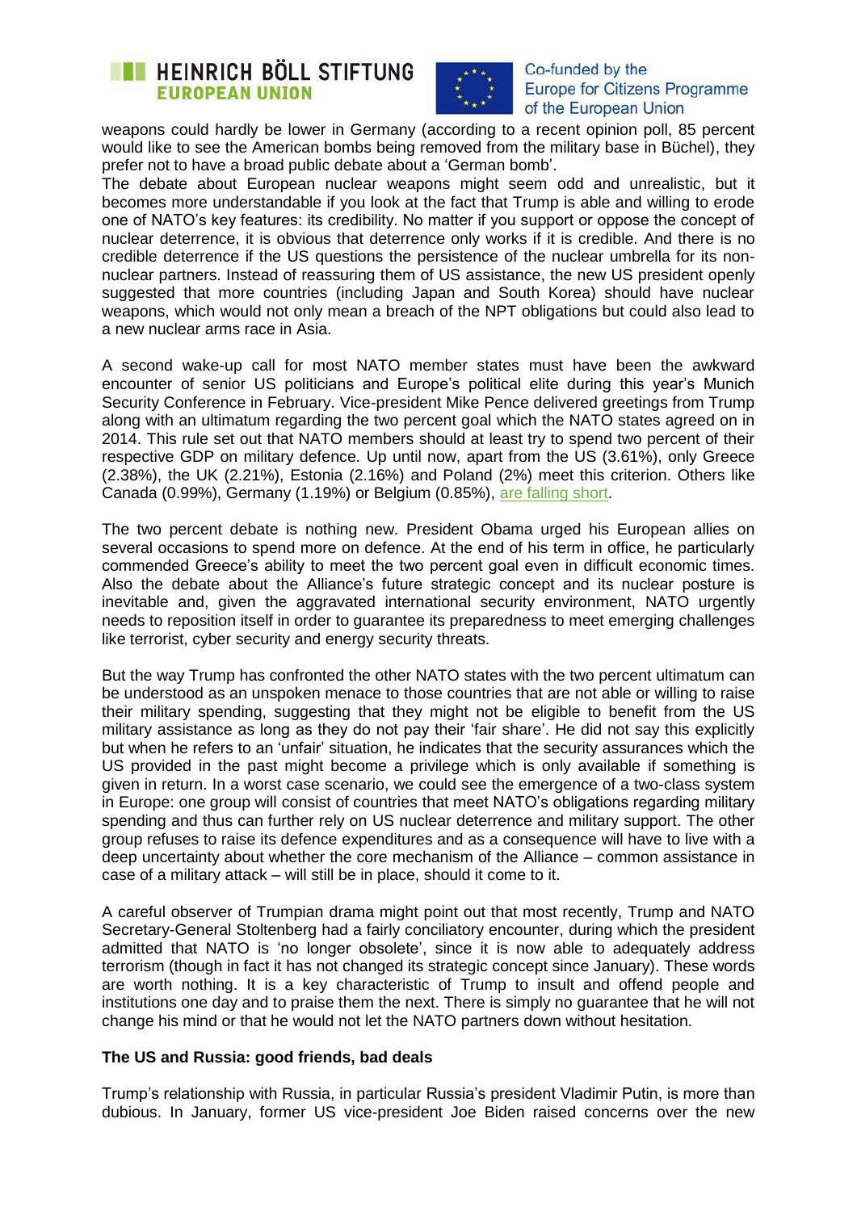weapons could hardly be lower in Germany (according to a recent opinion poll, 85 percent would like to see the American bombs being removed from the military base in Büchel), they prefer not to have a broad public debate about a 'German bomb'.

The debate about European nuclear weapons might seem odd and unrealistic, but it becomes more understandable if you look at the fact that Trump is able and willing to erode one of NATO's key features: its credibility. No matter if you support or oppose the concept of nuclear deterrence, it is obvious that deterrence only works if it is credible. And there is no credible deterrence if the US questions the persistence of the nuclear umbrella for its non-nuclear partners. Instead of reassuring them of US assistance, the new US president openly suggested that more countries (including Japan and South Korea) should have nuclear weapons, which would not only mean a breach of the NPT obligations but could also lead to a new nuclear arms race in Asia.

A second wake-up call for most NATO member states must have been the awkward encounter of senior US politicians and Europe's political elite during this year's Munich Security Conference in February. Vice-president Mike Pence delivered greetings from Trump along with an ultimatum regarding the two percent goal which the NATO states agreed on in 2014. This rule set out that NATO members should at least try to spend two percent of their respective GDP on military defence. Up until now, apart from the US (3.61%), only Greece (2.38%), the UK (2.21%), Estonia (2.16%) and Poland (2%) meet this criterion. Others like Canada (0.99%), Germany (1.19%) or Belgium (0.85%), are falling short.

The two percent debate is nothing new. President Obama urged his European allies on several occasions to spend more on defence. At the end of his term in office, he particularly commended Greece's ability to meet the two percent goal even in difficult economic times. Also the debate about the Alliance's future strategic concept and its nuclear posture is inevitable and, given the aggravated international security environment, NATO urgently needs to reposition itself in order to guarantee its preparedness to meet emerging challenges like terrorist, cyber security and energy security threats.

But the way Trump has confronted the other NATO states with the two percent ultimatum can be understood as an unspoken menace to those countries that are not able or willing to raise their military spending, suggesting that they might not be eligible to benefit from the US military assistance as long as they do not pay their 'fair share'. He did not say this explicitly but when he refers to an 'unfair' situation, he indicates that the security assurances which the US provided in the past might become a privilege which is only available if something is given in return. In a worst case scenario, we could see the emergence of a two-class system in Europe: one group will consist of countries that meet NATO's obligations regarding military spending and thus can further rely on US nuclear deterrence and military support. The other group refuses to raise its defence expenditures and as a consequence will have to live with a deep uncertainty about whether the core mechanism of the Alliance – common assistance in case of a military attack – will still be in place, should it come to it.

A careful observer of Trumpian drama might point out that most recently, Trump and NATO Secretary-General Stoltenberg had a fairly conciliatory encounter, during which the president admitted that NATO is 'no longer obsolete', since it is now able to adequately address terrorism (though in fact it has not changed its strategic concept since January). These words are worth nothing. It is a key characteristic of Trump to insult and offend people and institutions one day and to praise them the next. There is simply no guarantee that he will not change his mind or that he would not let the NATO partners down without hesitation.

**The US and Russia: good friends, bad deals**

Trump's relationship with Russia, in particular Russia's president Vladimir Putin, is more than dubious. In January, former US vice-president Joe Biden raised concerns over the new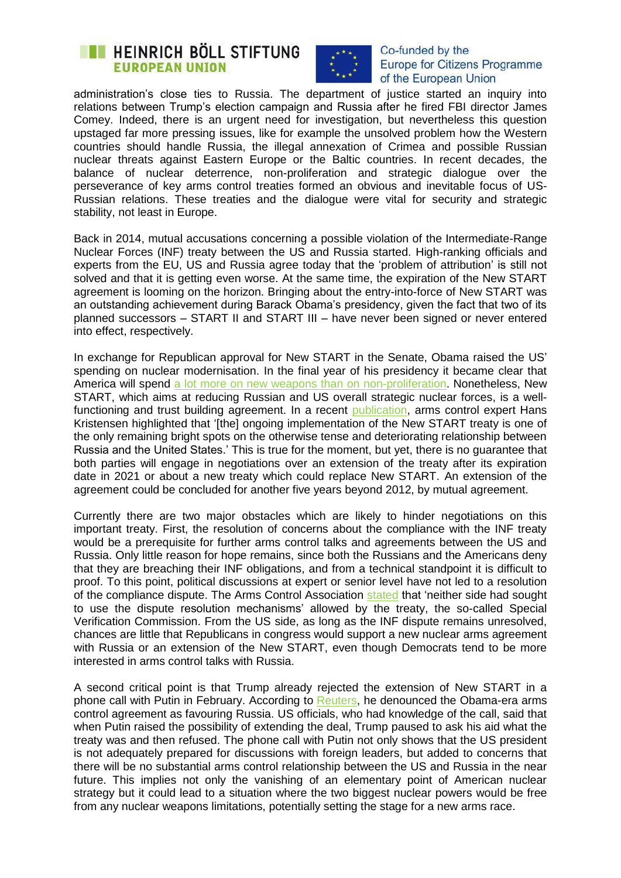administration's close ties to Russia. The department of justice started an inquiry into relations between Trump's election campaign and Russia after he fired FBI director James Comey. Indeed, there is an urgent need for investigation, but nevertheless this question upstaged far more pressing issues, like for example the unsolved problem how the Western countries should handle Russia, the illegal annexation of Crimea and possible Russian nuclear threats against Eastern Europe or the Baltic countries. In recent decades, the balance of nuclear deterrence, non-proliferation and strategic dialogue over the perseverance of key arms control treaties formed an obvious and inevitable focus of US-Russian relations. These treaties and the dialogue were vital for security and strategic stability, not least in Europe.

Back in 2014, mutual accusations concerning a possible violation of the Intermediate-Range Nuclear Forces (INF) treaty between the US and Russia started. High-ranking officials and experts from the EU, US and Russia agree today that the 'problem of attribution' is still not solved and that it is getting even worse. At the same time, the expiration of the New START agreement is looming on the horizon. Bringing about the entry-into-force of New START was an outstanding achievement during Barack Obama's presidency, given the fact that two of its planned successors – START II and START III – have never been signed or never entered into effect, respectively.

In exchange for Republican approval for New START in the Senate, Obama raised the US' spending on nuclear modernisation. In the final year of his presidency it became clear that America will spend a lot more on new weapons than on non-proliferation. Nonetheless, New START, which aims at reducing Russian and US overall strategic nuclear forces, is a well-functioning and trust building agreement. In a recent publication, arms control expert Hans Kristensen highlighted that '[the] ongoing implementation of the New START treaty is one of the only remaining bright spots on the otherwise tense and deteriorating relationship between Russia and the United States.' This is true for the moment, but yet, there is no guarantee that both parties will engage in negotiations over an extension of the treaty after its expiration date in 2021 or about a new treaty which could replace New START. An extension of the agreement could be concluded for another five years beyond 2012, by mutual agreement.

Currently there are two major obstacles which are likely to hinder negotiations on this important treaty. First, the resolution of concerns about the compliance with the INF treaty would be a prerequisite for further arms control talks and agreements between the US and Russia. Only little reason for hope remains, since both the Russians and the Americans deny that they are breaching their INF obligations, and from a technical standpoint it is difficult to proof. To this point, political discussions at expert or senior level have not led to a resolution of the compliance dispute. The Arms Control Association stated that 'neither side had sought to use the dispute resolution mechanisms' allowed by the treaty, the so-called Special Verification Commission. From the US side, as long as the INF dispute remains unresolved, chances are little that Republicans in congress would support a new nuclear arms agreement with Russia or an extension of the New START, even though Democrats tend to be more interested in arms control talks with Russia.

A second critical point is that Trump already rejected the extension of New START in a phone call with Putin in February. According to Reuters, he denounced the Obama-era arms control agreement as favouring Russia. US officials, who had knowledge of the call, said that when Putin raised the possibility of extending the deal, Trump paused to ask his aid what the treaty was and then refused. The phone call with Putin not only shows that the US president is not adequately prepared for discussions with foreign leaders, but added to concerns that there will be no substantial arms control relationship between the US and Russia in the near future. This implies not only the vanishing of an elementary point of American nuclear strategy but it could lead to a situation where the two biggest nuclear powers would be free from any nuclear weapons limitations, potentially setting the stage for a new arms race.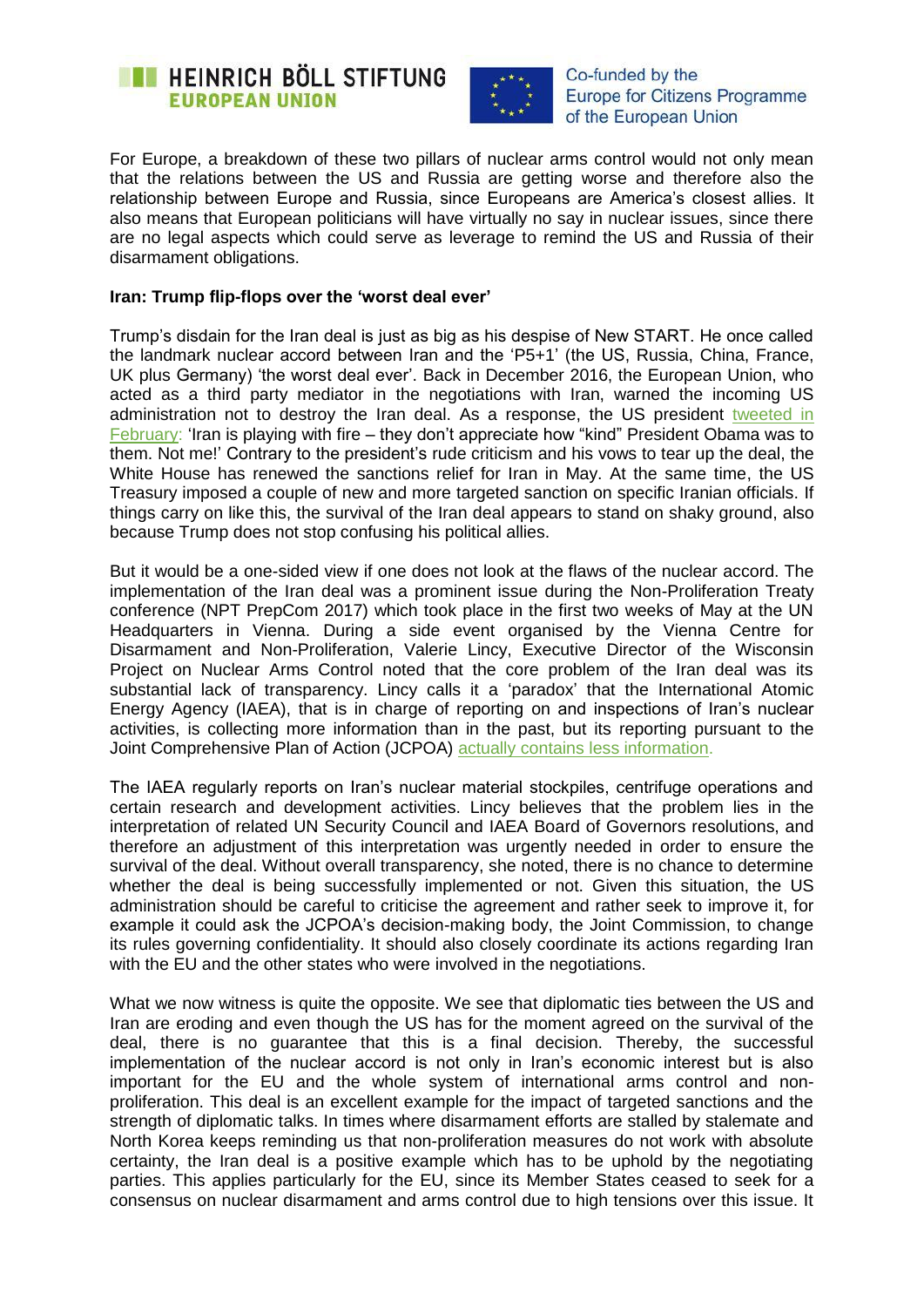For Europe, a breakdown of these two pillars of nuclear arms control would not only mean that the relations between the US and Russia are getting worse and therefore also the relationship between Europe and Russia, since Europeans are America's closest allies. It also means that European politicians will have virtually no say in nuclear issues, since there are no legal aspects which could serve as leverage to remind the US and Russia of their disarmament obligations.

**Iran: Trump flip-flops over the 'worst deal ever'**

Trump's disdain for the Iran deal is just as big as his despise of New START. He once called the landmark nuclear accord between Iran and the 'P5+1' (the US, Russia, China, France, UK plus Germany) 'the worst deal ever'. Back in December 2016, the European Union, who acted as a third party mediator in the negotiations with Iran, warned the incoming US administration not to destroy the Iran deal. As a response, the US president tweeted in February: 'Iran is playing with fire – they don't appreciate how "kind" President Obama was to them. Not me!' Contrary to the president's rude criticism and his vows to tear up the deal, the White House has renewed the sanctions relief for Iran in May. At the same time, the US Treasury imposed a couple of new and more targeted sanction on specific Iranian officials. If things carry on like this, the survival of the Iran deal appears to stand on shaky ground, also because Trump does not stop confusing his political allies.

But it would be a one-sided view if one does not look at the flaws of the nuclear accord. The implementation of the Iran deal was a prominent issue during the Non-Proliferation Treaty conference (NPT PrepCom 2017) which took place in the first two weeks of May at the UN Headquarters in Vienna. During a side event organised by the Vienna Centre for Disarmament and Non-Proliferation, Valerie Lincy, Executive Director of the Wisconsin Project on Nuclear Arms Control noted that the core problem of the Iran deal was its substantial lack of transparency. Lincy calls it a 'paradox' that the International Atomic Energy Agency (IAEA), that is in charge of reporting on and inspections of Iran's nuclear activities, is collecting more information than in the past, but its reporting pursuant to the Joint Comprehensive Plan of Action (JCPOA) actually contains less information.

The IAEA regularly reports on Iran's nuclear material stockpiles, centrifuge operations and certain research and development activities. Lincy believes that the problem lies in the interpretation of related UN Security Council and IAEA Board of Governors resolutions, and therefore an adjustment of this interpretation was urgently needed in order to ensure the survival of the deal. Without overall transparency, she noted, there is no chance to determine whether the deal is being successfully implemented or not. Given this situation, the US administration should be careful to criticise the agreement and rather seek to improve it, for example it could ask the JCPOA's decision-making body, the Joint Commission, to change its rules governing confidentiality. It should also closely coordinate its actions regarding Iran with the EU and the other states who were involved in the negotiations.

What we now witness is quite the opposite. We see that diplomatic ties between the US and Iran are eroding and even though the US has for the moment agreed on the survival of the deal, there is no guarantee that this is a final decision. Thereby, the successful implementation of the nuclear accord is not only in Iran's economic interest but is also important for the EU and the whole system of international arms control and non-proliferation. This deal is an excellent example for the impact of targeted sanctions and the strength of diplomatic talks. In times where disarmament efforts are stalled by stalemate and North Korea keeps reminding us that non-proliferation measures do not work with absolute certainty, the Iran deal is a positive example which has to be uphold by the negotiating parties. This applies particularly for the EU, since its Member States ceased to seek for a consensus on nuclear disarmament and arms control due to high tensions over this issue. It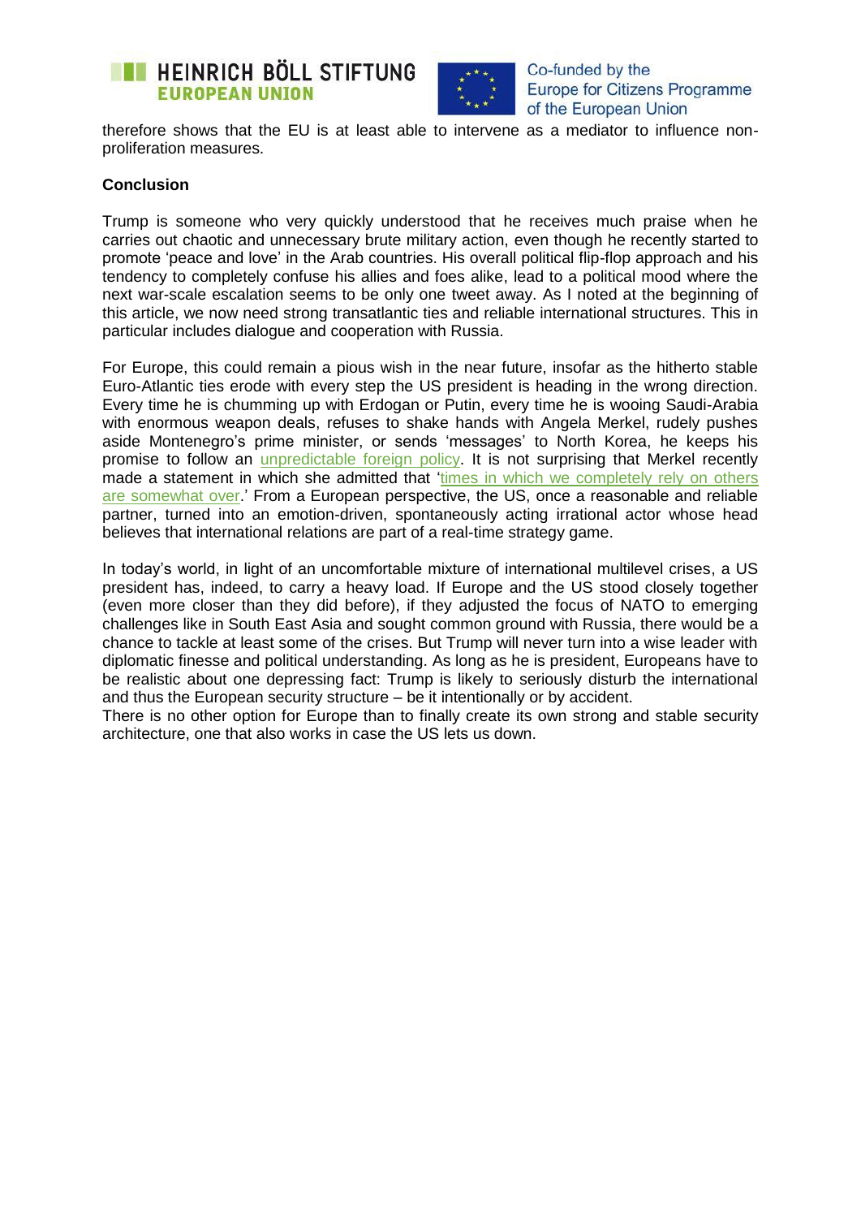therefore shows that the EU is at least able to intervene as a mediator to influence non-proliferation measures.

**Conclusion**

Trump is someone who very quickly understood that he receives much praise when he carries out chaotic and unnecessary brute military action, even though he recently started to promote 'peace and love' in the Arab countries. His overall political flip-flop approach and his tendency to completely confuse his allies and foes alike, lead to a political mood where the next war-scale escalation seems to be only one tweet away. As I noted at the beginning of this article, we now need strong transatlantic ties and reliable international structures. This in particular includes dialogue and cooperation with Russia.

For Europe, this could remain a pious wish in the near future, insofar as the hitherto stable Euro-Atlantic ties erode with every step the US president is heading in the wrong direction. Every time he is chumming up with Erdogan or Putin, every time he is wooing Saudi-Arabia with enormous weapon deals, refuses to shake hands with Angela Merkel, rudely pushes aside Montenegro's prime minister, or sends 'messages' to North Korea, he keeps his promise to follow an unpredictable foreign policy. It is not surprising that Merkel recently made a statement in which she admitted that 'times in which we completely rely on others are somewhat over.' From a European perspective, the US, once a reasonable and reliable partner, turned into an emotion-driven, spontaneously acting irrational actor whose head believes that international relations are part of a real-time strategy game.

In today's world, in light of an uncomfortable mixture of international multilevel crises, a US president has, indeed, to carry a heavy load. If Europe and the US stood closely together (even more closer than they did before), if they adjusted the focus of NATO to emerging challenges like in South East Asia and sought common ground with Russia, there would be a chance to tackle at least some of the crises. But Trump will never turn into a wise leader with diplomatic finesse and political understanding. As long as he is president, Europeans have to be realistic about one depressing fact: Trump is likely to seriously disturb the international and thus the European security structure – be it intentionally or by accident.

There is no other option for Europe than to finally create its own strong and stable security architecture, one that also works in case the US lets us down.